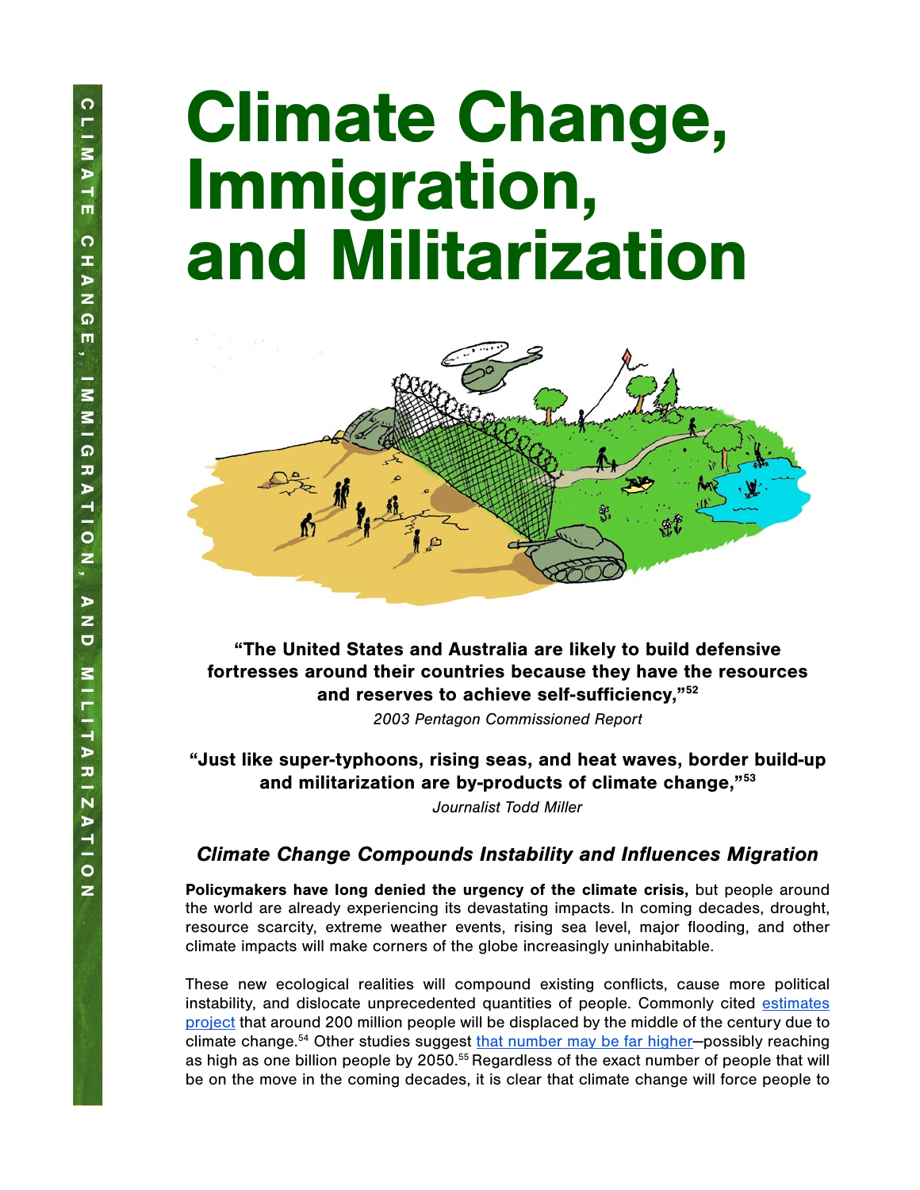# Climate Change, Immigration, and Militarization

**"The United States and Australia are likely to build defensive fortresses around their countries because they have the resources and reserves to achieve self-sufficiency,"[52]**

*2003 Pentagon Commissioned Report*

**"Just like super-typhoons, rising seas, and heat waves, border build-up and militarization are by-products of climate change,"[53]**

*Journalist Todd Miller*

### *Climate Change Compounds Instability and Influences Migration*

**Policymakers have long denied the urgency of the climate crisis,** but people around the world are already experiencing its devastating impacts. In coming decades, drought, resource scarcity, extreme weather events, rising sea level, major flooding, and other climate impacts will make corners of the globe increasingly uninhabitable.

These new ecological realities will compound existing conflicts, cause more political instability, and dislocate unprecedented quantities of people. Commonly cited estimates project that around 200 million people will be displaced by the middle of the century due to climate change.[54] Other studies suggest that number may be far higher—possibly reaching as high as one billion people by 2050.[55] Regardless of the exact number of people that will be on the move in the coming decades, it is clear that climate change will force people to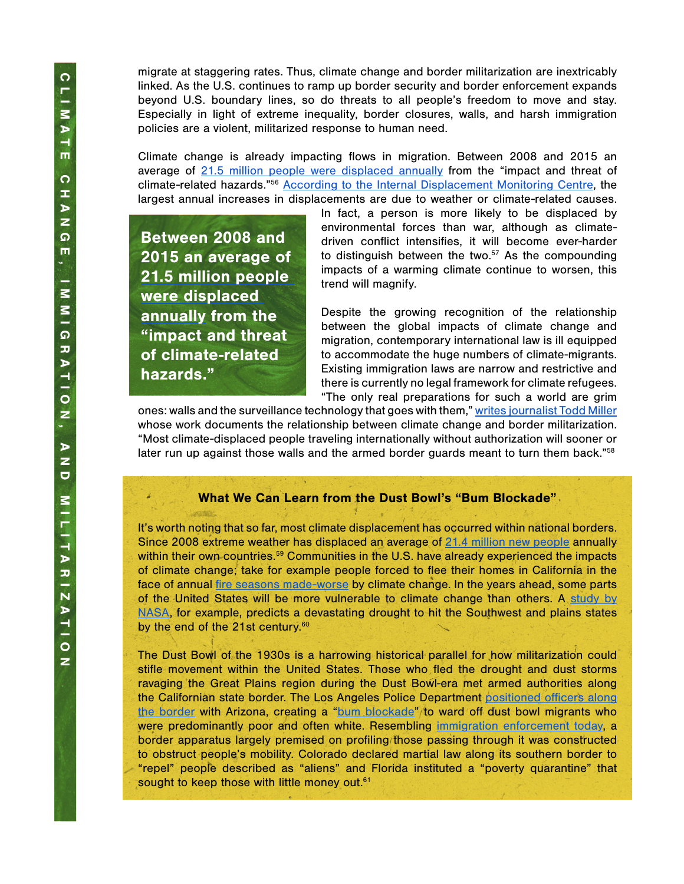migrate at staggering rates. Thus, climate change and border militarization are inextricably linked. As the U.S. continues to ramp up border security and border enforcement expands beyond U.S. boundary lines, so do threats to all people's freedom to move and stay. Especially in light of extreme inequality, border closures, walls, and harsh immigration policies are a violent, militarized response to human need.

Climate change is already impacting flows in migration. Between 2008 and 2015 an average of 21.5 million people were displaced annually from the "impact and threat of climate-related hazards."[56] According to the Internal Displacement Monitoring Centre, the largest annual increases in displacements are due to weather or climate-related causes. In fact, a person is more likely to be displaced by environmental forces than war, although as climate-driven conflict intensifies, it will become ever-harder to distinguish between the two.[57] As the compounding impacts of a warming climate continue to worsen, this trend will magnify.

> **Between 2008 and 2015 an average of 21.5 million people were displaced annually from the "impact and threat of climate-related hazards."**

Despite the growing recognition of the relationship between the global impacts of climate change and migration, contemporary international law is ill equipped to accommodate the huge numbers of climate-migrants. Existing immigration laws are narrow and restrictive and there is currently no legal framework for climate refugees. "The only real preparations for such a world are grim ones: walls and the surveillance technology that goes with them," writes journalist Todd Miller whose work documents the relationship between climate change and border militarization. "Most climate-displaced people traveling internationally without authorization will sooner or later run up against those walls and the armed border guards meant to turn them back."[58]

### What We Can Learn from the Dust Bowl's "Bum Blockade"

It's worth noting that so far, most climate displacement has occurred within national borders. Since 2008 extreme weather has displaced an average of 21.4 million new people annually within their own countries.[59] Communities in the U.S. have already experienced the impacts of climate change; take for example people forced to flee their homes in California in the face of annual fire seasons made-worse by climate change. In the years ahead, some parts of the United States will be more vulnerable to climate change than others. A study by NASA, for example, predicts a devastating drought to hit the Southwest and plains states by the end of the 21st century.[60]

The Dust Bowl of the 1930s is a harrowing historical parallel for how militarization could stifle movement within the United States. Those who fled the drought and dust storms ravaging the Great Plains region during the Dust Bowl-era met armed authorities along the Californian state border. The Los Angeles Police Department positioned officers along the border with Arizona, creating a "bum blockade" to ward off dust bowl migrants who were predominantly poor and often white. Resembling immigration enforcement today, a border apparatus largely premised on profiling those passing through it was constructed to obstruct people's mobility. Colorado declared martial law along its southern border to "repel" people described as "aliens" and Florida instituted a "poverty quarantine" that sought to keep those with little money out.[61]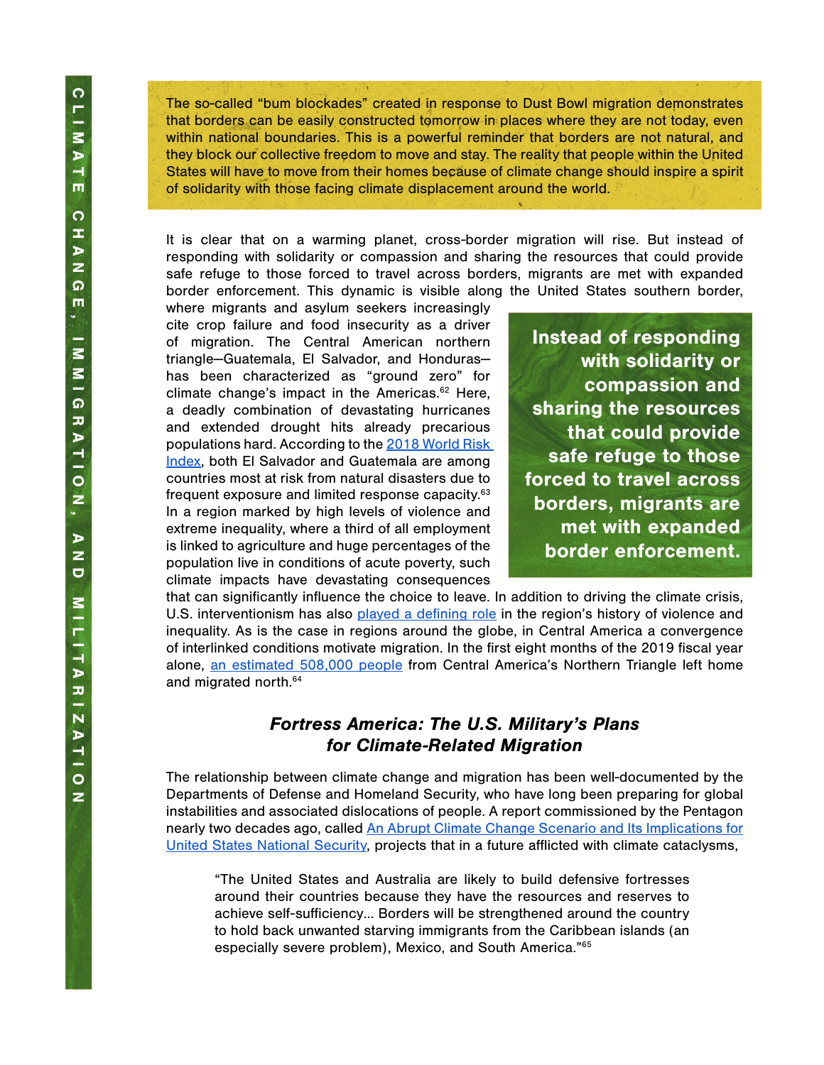The so-called "bum blockades" created in response to Dust Bowl migration demonstrates that borders can be easily constructed tomorrow in places where they are not today, even within national boundaries. This is a powerful reminder that borders are not natural, and they block our collective freedom to move and stay. The reality that people within the United States will have to move from their homes because of climate change should inspire a spirit of solidarity with those facing climate displacement around the world.

It is clear that on a warming planet, cross-border migration will rise. But instead of responding with solidarity or compassion and sharing the resources that could provide safe refuge to those forced to travel across borders, migrants are met with expanded border enforcement. This dynamic is visible along the United States southern border, where migrants and asylum seekers increasingly cite crop failure and food insecurity as a driver of migration. The Central American northern triangle—Guatemala, El Salvador, and Honduras—has been characterized as "ground zero" for climate change's impact in the Americas.[62] Here, a deadly combination of devastating hurricanes and extended drought hits already precarious populations hard. According to the 2018 World Risk Index, both El Salvador and Guatemala are among countries most at risk from natural disasters due to frequent exposure and limited response capacity.[63] In a region marked by high levels of violence and extreme inequality, where a third of all employment is linked to agriculture and huge percentages of the population live in conditions of acute poverty, such climate impacts have devastating consequences that can significantly influence the choice to leave. In addition to driving the climate crisis, U.S. interventionism has also played a defining role in the region's history of violence and inequality. As is the case in regions around the globe, in Central America a convergence of interlinked conditions motivate migration. In the first eight months of the 2019 fiscal year alone, an estimated 508,000 people from Central America's Northern Triangle left home and migrated north.[64]

**Instead of responding with solidarity or compassion and sharing the resources that could provide safe refuge to those forced to travel across borders, migrants are met with expanded border enforcement.**

### *Fortress America: The U.S. Military's Plans for Climate-Related Migration*

The relationship between climate change and migration has been well-documented by the Departments of Defense and Homeland Security, who have long been preparing for global instabilities and associated dislocations of people. A report commissioned by the Pentagon nearly two decades ago, called An Abrupt Climate Change Scenario and Its Implications for United States National Security, projects that in a future afflicted with climate cataclysms,

> "The United States and Australia are likely to build defensive fortresses around their countries because they have the resources and reserves to achieve self-sufficiency... Borders will be strengthened around the country to hold back unwanted starving immigrants from the Caribbean islands (an especially severe problem), Mexico, and South America."[65]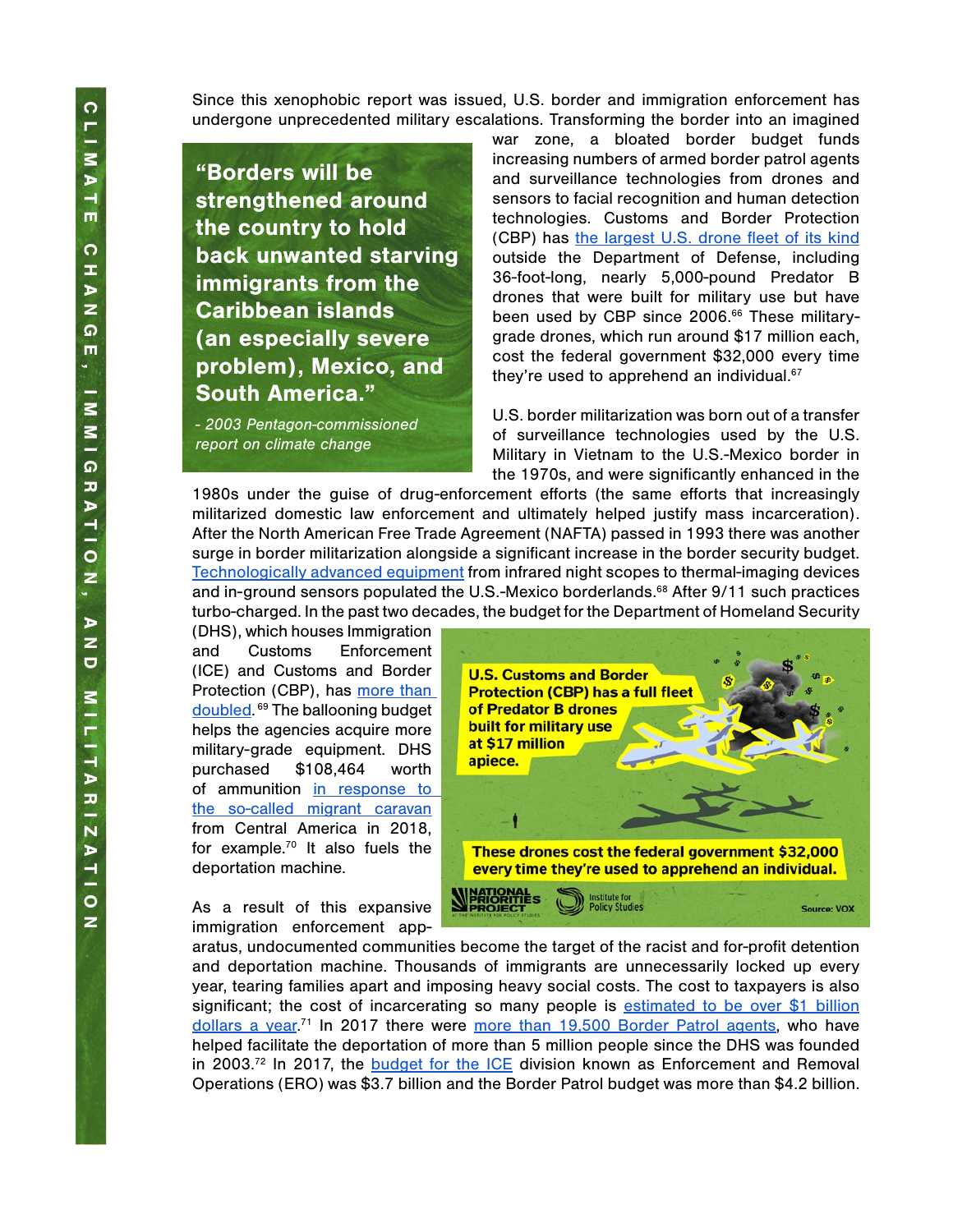Since this xenophobic report was issued, U.S. border and immigration enforcement has undergone unprecedented military escalations. Transforming the border into an imagined war zone, a bloated border budget funds increasing numbers of armed border patrol agents and surveillance technologies from drones and sensors to facial recognition and human detection technologies. Customs and Border Protection (CBP) has the largest U.S. drone fleet of its kind outside the Department of Defense, including 36-foot-long, nearly 5,000-pound Predator B drones that were built for military use but have been used by CBP since 2006.[66] These military-grade drones, which run around $17 million each, cost the federal government $32,000 every time they're used to apprehend an individual.[67]

> **"Borders will be strengthened around the country to hold back unwanted starving immigrants from the Caribbean islands (an especially severe problem), Mexico, and South America."**
>
> *- 2003 Pentagon-commissioned report on climate change*

U.S. border militarization was born out of a transfer of surveillance technologies used by the U.S. Military in Vietnam to the U.S.-Mexico border in the 1970s, and were significantly enhanced in the 1980s under the guise of drug-enforcement efforts (the same efforts that increasingly militarized domestic law enforcement and ultimately helped justify mass incarceration). After the North American Free Trade Agreement (NAFTA) passed in 1993 there was another surge in border militarization alongside a significant increase in the border security budget. Technologically advanced equipment from infrared night scopes to thermal-imaging devices and in-ground sensors populated the U.S.-Mexico borderlands.[68] After 9/11 such practices turbo-charged. In the past two decades, the budget for the Department of Homeland Security (DHS), which houses Immigration and Customs Enforcement (ICE) and Customs and Border Protection (CBP), has more than doubled.[69] The ballooning budget helps the agencies acquire more military-grade equipment. DHS purchased $108,464 worth of ammunition in response to the so-called migrant caravan from Central America in 2018, for example.[70] It also fuels the deportation machine.

**U.S. Customs and Border Protection (CBP) has a full fleet of Predator B drones built for military use at $17 million apiece.**

**These drones cost the federal government $32,000 every time they're used to apprehend an individual.**

National Priorities Project | Institute for Policy Studies | Source: VOX

As a result of this expansive immigration enforcement apparatus, undocumented communities become the target of the racist and for-profit detention and deportation machine. Thousands of immigrants are unnecessarily locked up every year, tearing families apart and imposing heavy social costs. The cost to taxpayers is also significant; the cost of incarcerating so many people is estimated to be over $1 billion dollars a year.[71] In 2017 there were more than 19,500 Border Patrol agents, who have helped facilitate the deportation of more than 5 million people since the DHS was founded in 2003.[72] In 2017, the budget for the ICE division known as Enforcement and Removal Operations (ERO) was $3.7 billion and the Border Patrol budget was more than $4.2 billion.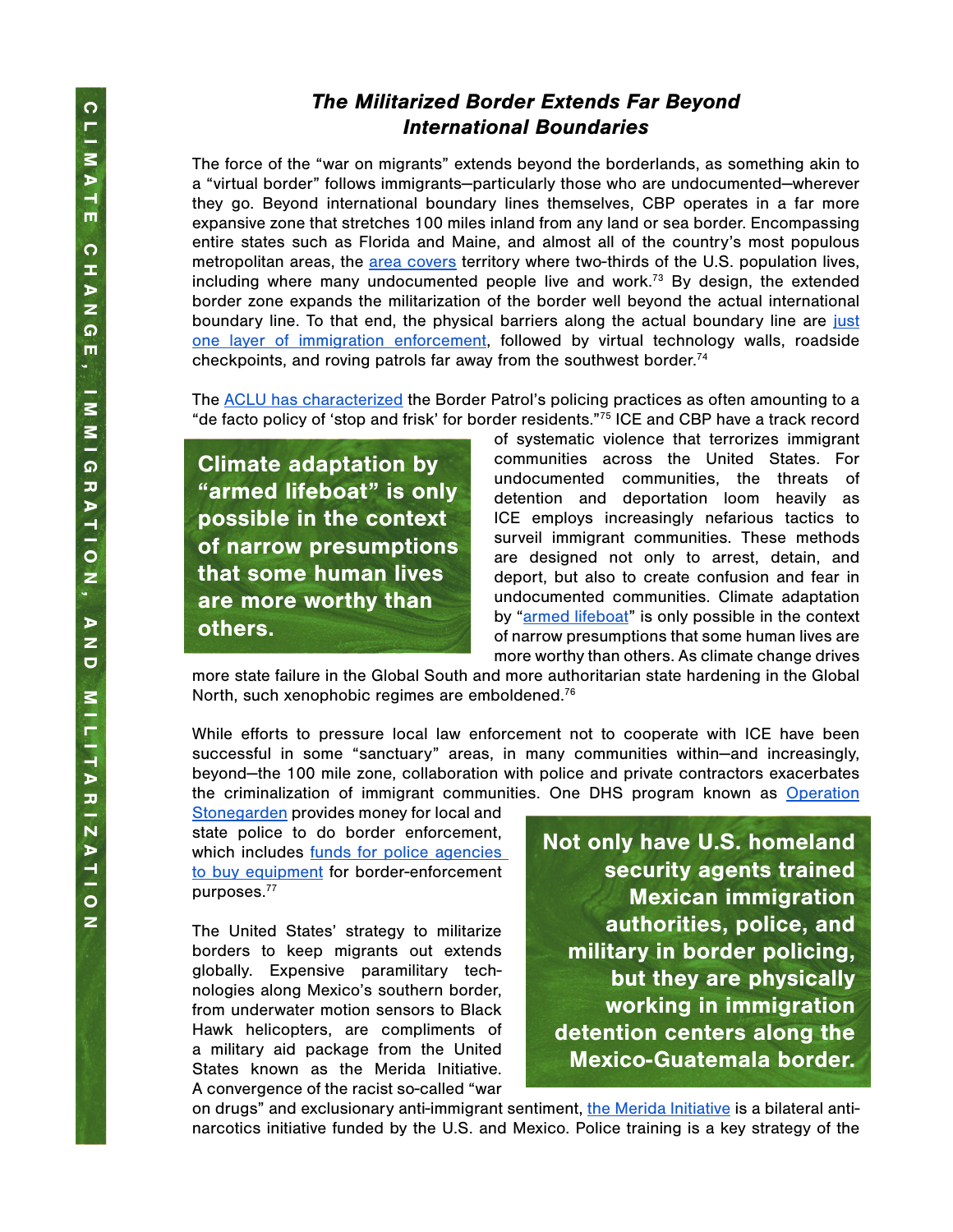## *The Militarized Border Extends Far Beyond International Boundaries*

The force of the "war on migrants" extends beyond the borderlands, as something akin to a "virtual border" follows immigrants—particularly those who are undocumented—wherever they go. Beyond international boundary lines themselves, CBP operates in a far more expansive zone that stretches 100 miles inland from any land or sea border. Encompassing entire states such as Florida and Maine, and almost all of the country's most populous metropolitan areas, the area covers territory where two-thirds of the U.S. population lives, including where many undocumented people live and work.[73] By design, the extended border zone expands the militarization of the border well beyond the actual international boundary line. To that end, the physical barriers along the actual boundary line are just one layer of immigration enforcement, followed by virtual technology walls, roadside checkpoints, and roving patrols far away from the southwest border.[74]

The ACLU has characterized the Border Patrol's policing practices as often amounting to a "de facto policy of 'stop and frisk' for border residents."[75] ICE and CBP have a track record of systematic violence that terrorizes immigrant communities across the United States. For undocumented communities, the threats of detention and deportation loom heavily as ICE employs increasingly nefarious tactics to surveil immigrant communities. These methods are designed not only to arrest, detain, and deport, but also to create confusion and fear in undocumented communities. Climate adaptation by "armed lifeboat" is only possible in the context of narrow presumptions that some human lives are more worthy than others. As climate change drives more state failure in the Global South and more authoritarian state hardening in the Global North, such xenophobic regimes are emboldened.[76]

> **Climate adaptation by "armed lifeboat" is only possible in the context of narrow presumptions that some human lives are more worthy than others.**

While efforts to pressure local law enforcement not to cooperate with ICE have been successful in some "sanctuary" areas, in many communities within—and increasingly, beyond—the 100 mile zone, collaboration with police and private contractors exacerbates the criminalization of immigrant communities. One DHS program known as Operation Stonegarden provides money for local and state police to do border enforcement, which includes funds for police agencies to buy equipment for border-enforcement purposes.[77]

> **Not only have U.S. homeland security agents trained Mexican immigration authorities, police, and military in border policing, but they are physically working in immigration detention centers along the Mexico-Guatemala border.**

The United States' strategy to militarize borders to keep migrants out extends globally. Expensive paramilitary technologies along Mexico's southern border, from underwater motion sensors to Black Hawk helicopters, are compliments of a military aid package from the United States known as the Merida Initiative. A convergence of the racist so-called "war on drugs" and exclusionary anti-immigrant sentiment, the Merida Initiative is a bilateral anti-narcotics initiative funded by the U.S. and Mexico. Police training is a key strategy of the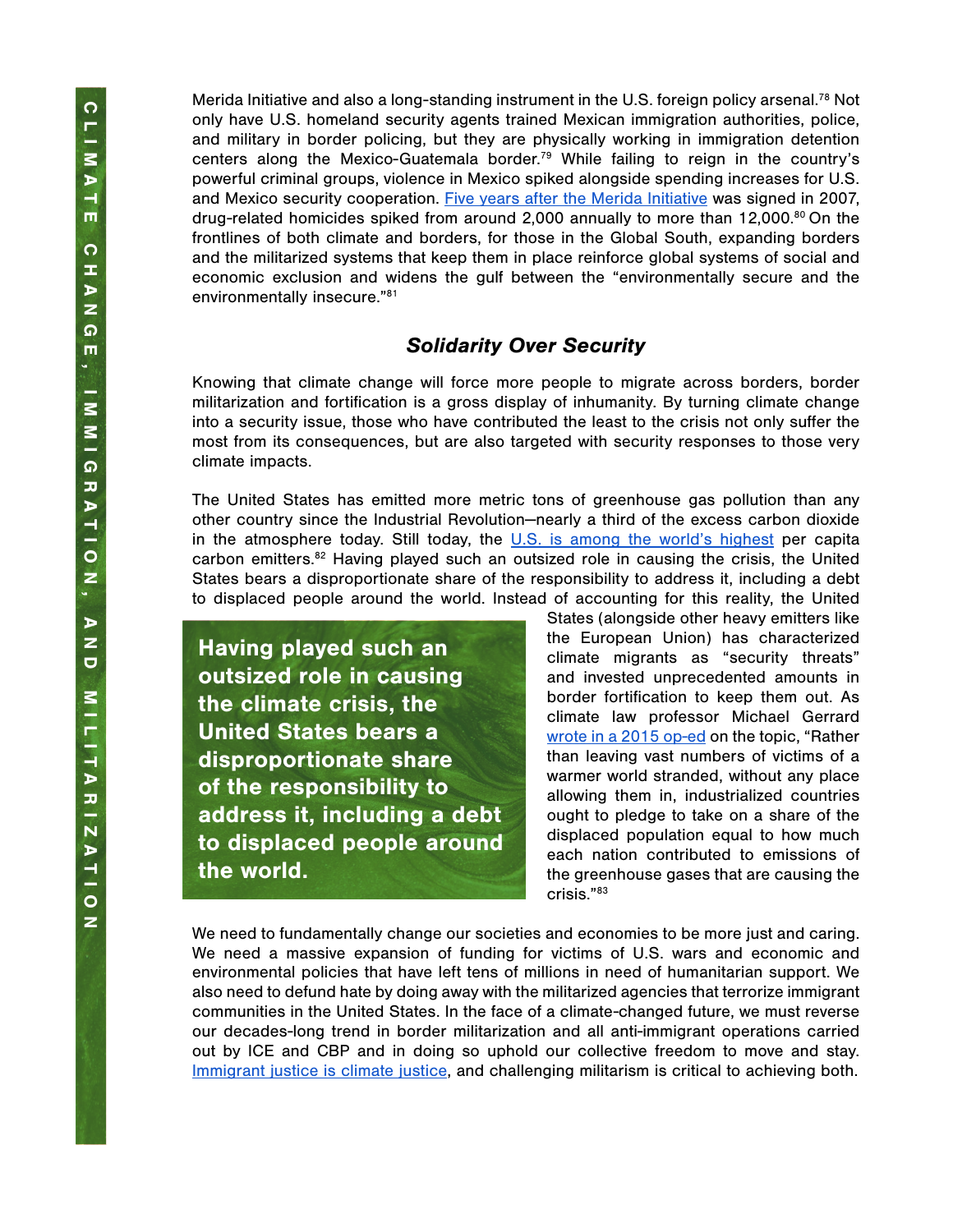Merida Initiative and also a long-standing instrument in the U.S. foreign policy arsenal.[78] Not only have U.S. homeland security agents trained Mexican immigration authorities, police, and military in border policing, but they are physically working in immigration detention centers along the Mexico-Guatemala border.[79] While failing to reign in the country's powerful criminal groups, violence in Mexico spiked alongside spending increases for U.S. and Mexico security cooperation. Five years after the Merida Initiative was signed in 2007, drug-related homicides spiked from around 2,000 annually to more than 12,000.[80] On the frontlines of both climate and borders, for those in the Global South, expanding borders and the militarized systems that keep them in place reinforce global systems of social and economic exclusion and widens the gulf between the "environmentally secure and the environmentally insecure."[81]

## *Solidarity Over Security*

Knowing that climate change will force more people to migrate across borders, border militarization and fortification is a gross display of inhumanity. By turning climate change into a security issue, those who have contributed the least to the crisis not only suffer the most from its consequences, but are also targeted with security responses to those very climate impacts.

The United States has emitted more metric tons of greenhouse gas pollution than any other country since the Industrial Revolution—nearly a third of the excess carbon dioxide in the atmosphere today. Still today, the U.S. is among the world's highest per capita carbon emitters.[82] Having played such an outsized role in causing the crisis, the United States bears a disproportionate share of the responsibility to address it, including a debt to displaced people around the world. Instead of accounting for this reality, the United States (alongside other heavy emitters like the European Union) has characterized climate migrants as "security threats" and invested unprecedented amounts in border fortification to keep them out. As climate law professor Michael Gerrard wrote in a 2015 op-ed on the topic, "Rather than leaving vast numbers of victims of a warmer world stranded, without any place allowing them in, industrialized countries ought to pledge to take on a share of the displaced population equal to how much each nation contributed to emissions of the greenhouse gases that are causing the crisis."[83]

**Having played such an outsized role in causing the climate crisis, the United States bears a disproportionate share of the responsibility to address it, including a debt to displaced people around the world.**

We need to fundamentally change our societies and economies to be more just and caring. We need a massive expansion of funding for victims of U.S. wars and economic and environmental policies that have left tens of millions in need of humanitarian support. We also need to defund hate by doing away with the militarized agencies that terrorize immigrant communities in the United States. In the face of a climate-changed future, we must reverse our decades-long trend in border militarization and all anti-immigrant operations carried out by ICE and CBP and in doing so uphold our collective freedom to move and stay. Immigrant justice is climate justice, and challenging militarism is critical to achieving both.